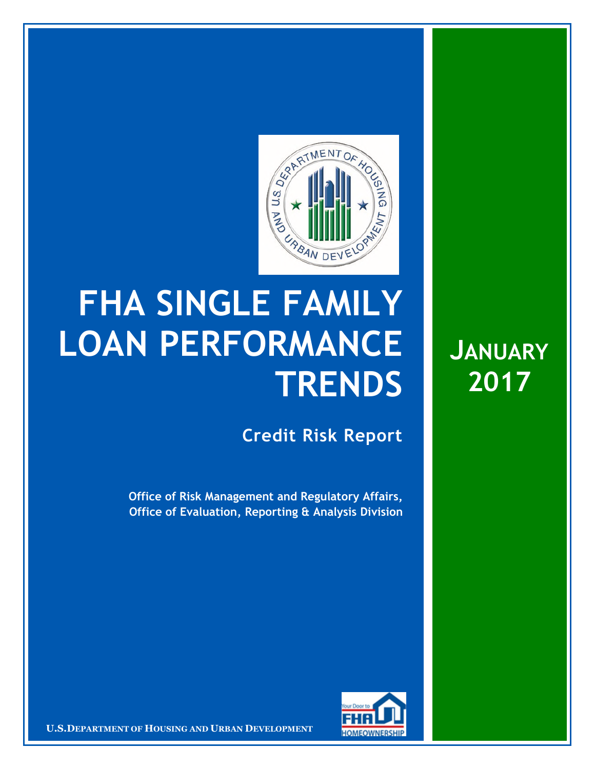# FHA SINGLE FAMILY LOAN PERFORMANCE TRENDS

## Credit Risk Report

**Office of Risk Management and Regulatory Affairs, Office of Evaluation, Reporting & Analysis Division**

**JANUARY 2017**

U.S. DEPARTMENT OF HOUSING AND URBAN DEVELOPMENT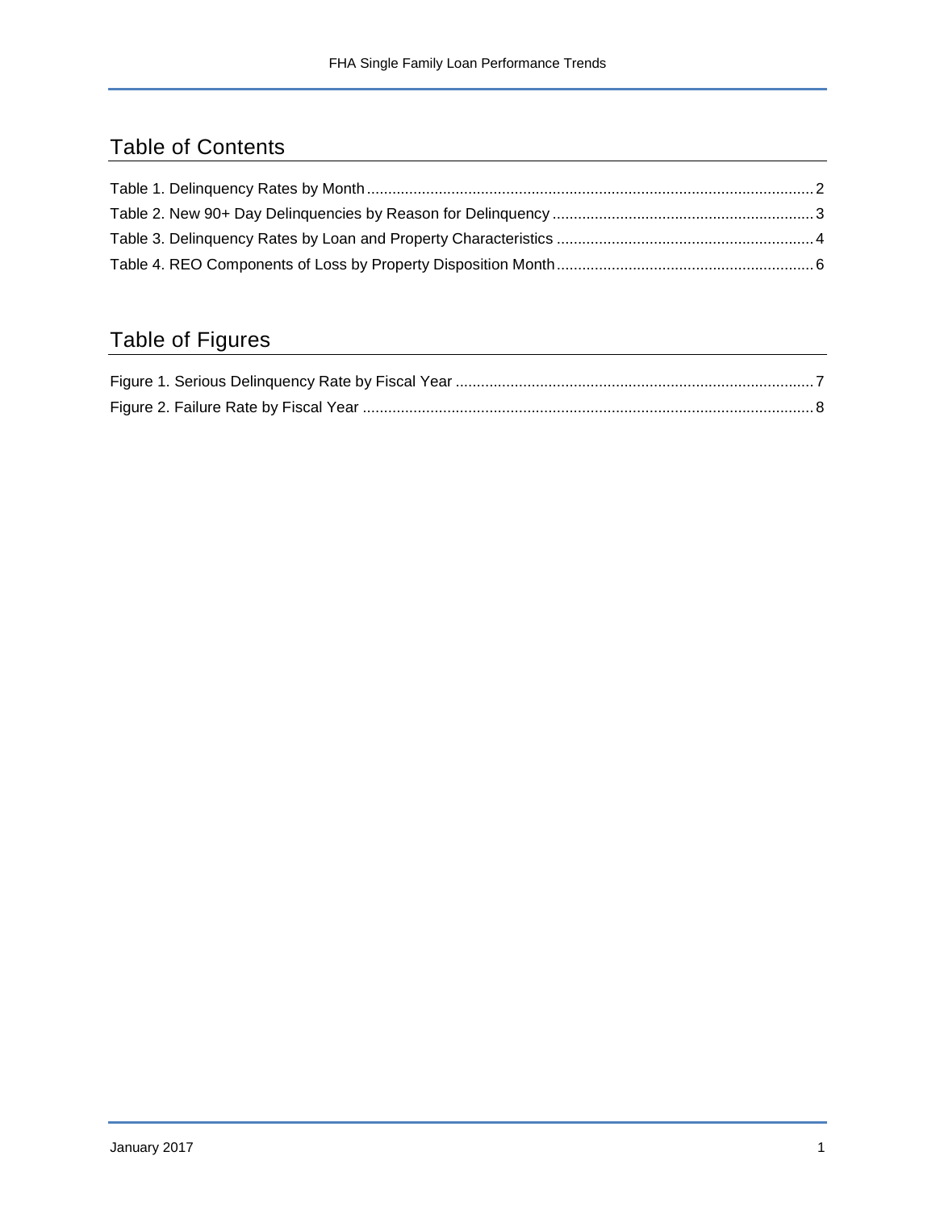## Table of Contents

Table 1. Delinquency Rates by Month .......... 2
Table 2. New 90+ Day Delinquencies by Reason for Delinquency .......... 3
Table 3. Delinquency Rates by Loan and Property Characteristics .......... 4
Table 4. REO Components of Loss by Property Disposition Month .......... 6

## Table of Figures

Figure 1. Serious Delinquency Rate by Fiscal Year .......... 7
Figure 2. Failure Rate by Fiscal Year .......... 8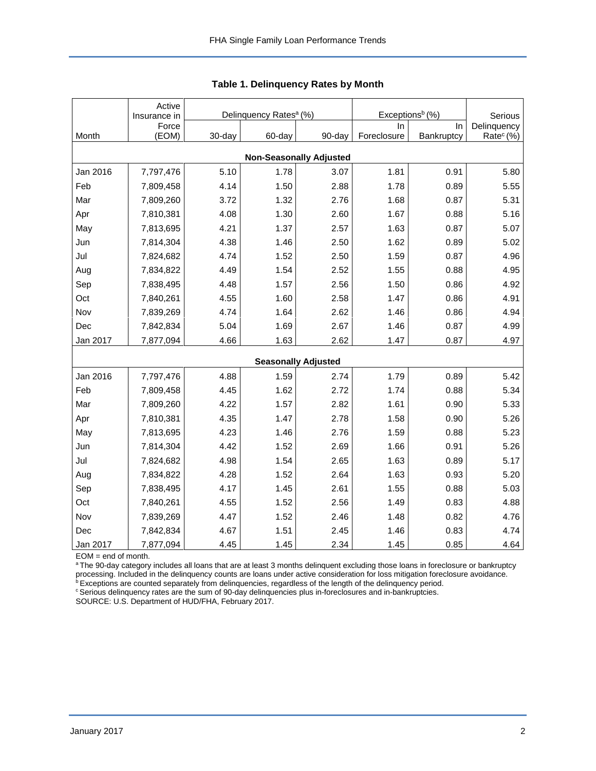**Table 1. Delinquency Rates by Month**

| Month | Active Insurance in Force (EOM) | Delinquency Rates[a] (%) | | | Exceptions[b] (%) | | Serious Delinquency Rate[c] (%) |
|---|---|---|---|---|---|---|---|
| | | 30-day | 60-day | 90-day | In Foreclosure | In Bankruptcy | |
| **Non-Seasonally Adjusted** | | | | | | | |
| Jan 2016 | 7,797,476 | 5.10 | 1.78 | 3.07 | 1.81 | 0.91 | 5.80 |
| Feb | 7,809,458 | 4.14 | 1.50 | 2.88 | 1.78 | 0.89 | 5.55 |
| Mar | 7,809,260 | 3.72 | 1.32 | 2.76 | 1.68 | 0.87 | 5.31 |
| Apr | 7,810,381 | 4.08 | 1.30 | 2.60 | 1.67 | 0.88 | 5.16 |
| May | 7,813,695 | 4.21 | 1.37 | 2.57 | 1.63 | 0.87 | 5.07 |
| Jun | 7,814,304 | 4.38 | 1.46 | 2.50 | 1.62 | 0.89 | 5.02 |
| Jul | 7,824,682 | 4.74 | 1.52 | 2.50 | 1.59 | 0.87 | 4.96 |
| Aug | 7,834,822 | 4.49 | 1.54 | 2.52 | 1.55 | 0.88 | 4.95 |
| Sep | 7,838,495 | 4.48 | 1.57 | 2.56 | 1.50 | 0.86 | 4.92 |
| Oct | 7,840,261 | 4.55 | 1.60 | 2.58 | 1.47 | 0.86 | 4.91 |
| Nov | 7,839,269 | 4.74 | 1.64 | 2.62 | 1.46 | 0.86 | 4.94 |
| Dec | 7,842,834 | 5.04 | 1.69 | 2.67 | 1.46 | 0.87 | 4.99 |
| Jan 2017 | 7,877,094 | 4.66 | 1.63 | 2.62 | 1.47 | 0.87 | 4.97 |
| **Seasonally Adjusted** | | | | | | | |
| Jan 2016 | 7,797,476 | 4.88 | 1.59 | 2.74 | 1.79 | 0.89 | 5.42 |
| Feb | 7,809,458 | 4.45 | 1.62 | 2.72 | 1.74 | 0.88 | 5.34 |
| Mar | 7,809,260 | 4.22 | 1.57 | 2.82 | 1.61 | 0.90 | 5.33 |
| Apr | 7,810,381 | 4.35 | 1.47 | 2.78 | 1.58 | 0.90 | 5.26 |
| May | 7,813,695 | 4.23 | 1.46 | 2.76 | 1.59 | 0.88 | 5.23 |
| Jun | 7,814,304 | 4.42 | 1.52 | 2.69 | 1.66 | 0.91 | 5.26 |
| Jul | 7,824,682 | 4.98 | 1.54 | 2.65 | 1.63 | 0.89 | 5.17 |
| Aug | 7,834,822 | 4.28 | 1.52 | 2.64 | 1.63 | 0.93 | 5.20 |
| Sep | 7,838,495 | 4.17 | 1.45 | 2.61 | 1.55 | 0.88 | 5.03 |
| Oct | 7,840,261 | 4.55 | 1.52 | 2.56 | 1.49 | 0.83 | 4.88 |
| Nov | 7,839,269 | 4.47 | 1.52 | 2.46 | 1.48 | 0.82 | 4.76 |
| Dec | 7,842,834 | 4.67 | 1.51 | 2.45 | 1.46 | 0.83 | 4.74 |
| Jan 2017 | 7,877,094 | 4.45 | 1.45 | 2.34 | 1.45 | 0.85 | 4.64 |

EOM = end of month.

[a] The 90-day category includes all loans that are at least 3 months delinquent excluding those loans in foreclosure or bankruptcy processing. Included in the delinquency counts are loans under active consideration for loss mitigation foreclosure avoidance.

[b] Exceptions are counted separately from delinquencies, regardless of the length of the delinquency period.

[c] Serious delinquency rates are the sum of 90-day delinquencies plus in-foreclosures and in-bankruptcies.

SOURCE: U.S. Department of HUD/FHA, February 2017.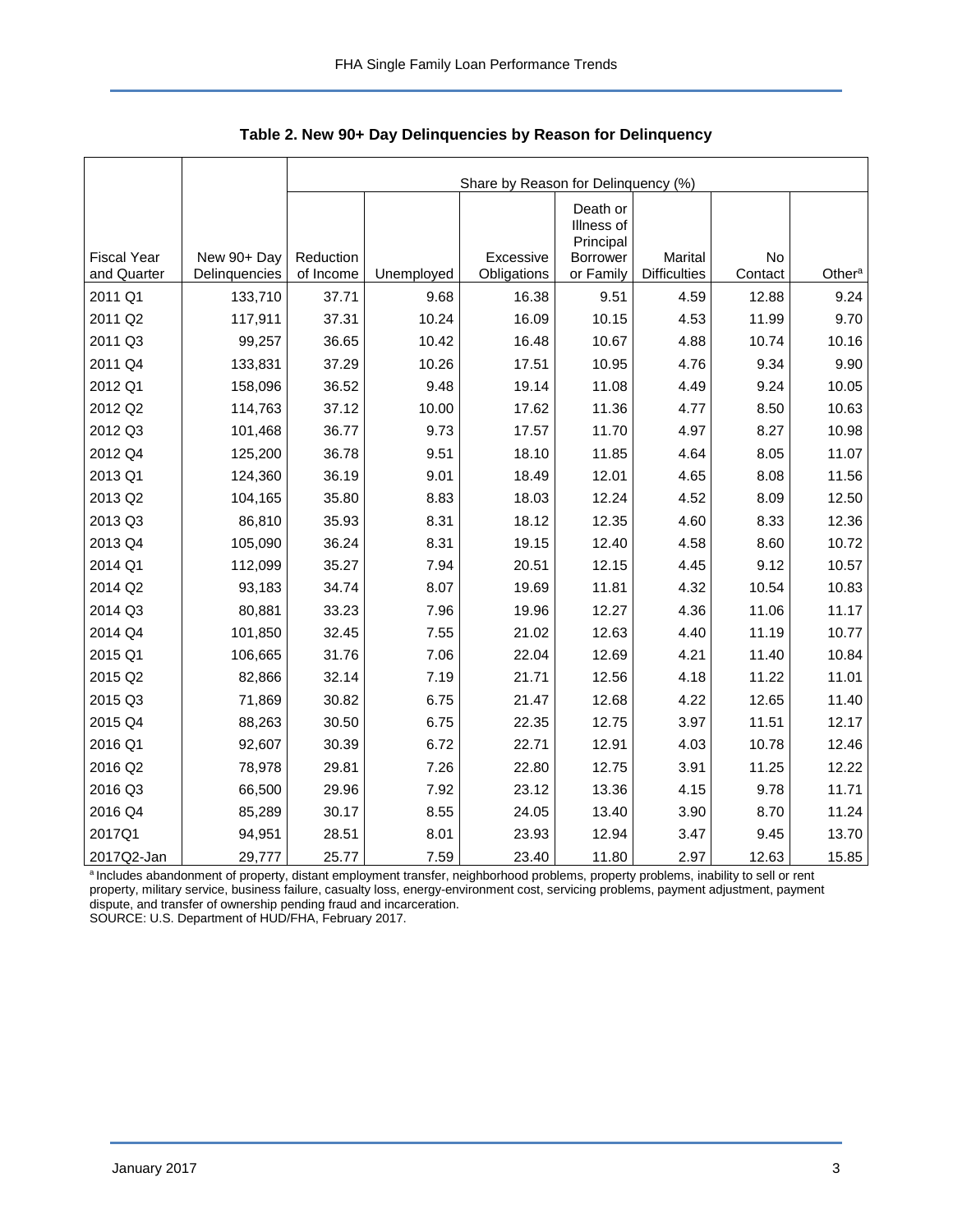**Table 2. New 90+ Day Delinquencies by Reason for Delinquency**

| | | Share by Reason for Delinquency (%) | | | | | | |
|---|---|---|---|---|---|---|---|---|
| Fiscal Year and Quarter | New 90+ Day Delinquencies | Reduction of Income | Unemployed | Excessive Obligations | Death or Illness of Principal Borrower or Family | Marital Difficulties | No Contact | Other[a] |
| 2011 Q1 | 133,710 | 37.71 | 9.68 | 16.38 | 9.51 | 4.59 | 12.88 | 9.24 |
| 2011 Q2 | 117,911 | 37.31 | 10.24 | 16.09 | 10.15 | 4.53 | 11.99 | 9.70 |
| 2011 Q3 | 99,257 | 36.65 | 10.42 | 16.48 | 10.67 | 4.88 | 10.74 | 10.16 |
| 2011 Q4 | 133,831 | 37.29 | 10.26 | 17.51 | 10.95 | 4.76 | 9.34 | 9.90 |
| 2012 Q1 | 158,096 | 36.52 | 9.48 | 19.14 | 11.08 | 4.49 | 9.24 | 10.05 |
| 2012 Q2 | 114,763 | 37.12 | 10.00 | 17.62 | 11.36 | 4.77 | 8.50 | 10.63 |
| 2012 Q3 | 101,468 | 36.77 | 9.73 | 17.57 | 11.70 | 4.97 | 8.27 | 10.98 |
| 2012 Q4 | 125,200 | 36.78 | 9.51 | 18.10 | 11.85 | 4.64 | 8.05 | 11.07 |
| 2013 Q1 | 124,360 | 36.19 | 9.01 | 18.49 | 12.01 | 4.65 | 8.08 | 11.56 |
| 2013 Q2 | 104,165 | 35.80 | 8.83 | 18.03 | 12.24 | 4.52 | 8.09 | 12.50 |
| 2013 Q3 | 86,810 | 35.93 | 8.31 | 18.12 | 12.35 | 4.60 | 8.33 | 12.36 |
| 2013 Q4 | 105,090 | 36.24 | 8.31 | 19.15 | 12.40 | 4.58 | 8.60 | 10.72 |
| 2014 Q1 | 112,099 | 35.27 | 7.94 | 20.51 | 12.15 | 4.45 | 9.12 | 10.57 |
| 2014 Q2 | 93,183 | 34.74 | 8.07 | 19.69 | 11.81 | 4.32 | 10.54 | 10.83 |
| 2014 Q3 | 80,881 | 33.23 | 7.96 | 19.96 | 12.27 | 4.36 | 11.06 | 11.17 |
| 2014 Q4 | 101,850 | 32.45 | 7.55 | 21.02 | 12.63 | 4.40 | 11.19 | 10.77 |
| 2015 Q1 | 106,665 | 31.76 | 7.06 | 22.04 | 12.69 | 4.21 | 11.40 | 10.84 |
| 2015 Q2 | 82,866 | 32.14 | 7.19 | 21.71 | 12.56 | 4.18 | 11.22 | 11.01 |
| 2015 Q3 | 71,869 | 30.82 | 6.75 | 21.47 | 12.68 | 4.22 | 12.65 | 11.40 |
| 2015 Q4 | 88,263 | 30.50 | 6.75 | 22.35 | 12.75 | 3.97 | 11.51 | 12.17 |
| 2016 Q1 | 92,607 | 30.39 | 6.72 | 22.71 | 12.91 | 4.03 | 10.78 | 12.46 |
| 2016 Q2 | 78,978 | 29.81 | 7.26 | 22.80 | 12.75 | 3.91 | 11.25 | 12.22 |
| 2016 Q3 | 66,500 | 29.96 | 7.92 | 23.12 | 13.36 | 4.15 | 9.78 | 11.71 |
| 2016 Q4 | 85,289 | 30.17 | 8.55 | 24.05 | 13.40 | 3.90 | 8.70 | 11.24 |
| 2017Q1 | 94,951 | 28.51 | 8.01 | 23.93 | 12.94 | 3.47 | 9.45 | 13.70 |
| 2017Q2-Jan | 29,777 | 25.77 | 7.59 | 23.40 | 11.80 | 2.97 | 12.63 | 15.85 |

[a] Includes abandonment of property, distant employment transfer, neighborhood problems, property problems, inability to sell or rent property, military service, business failure, casualty loss, energy-environment cost, servicing problems, payment adjustment, payment dispute, and transfer of ownership pending fraud and incarceration.

SOURCE: U.S. Department of HUD/FHA, February 2017.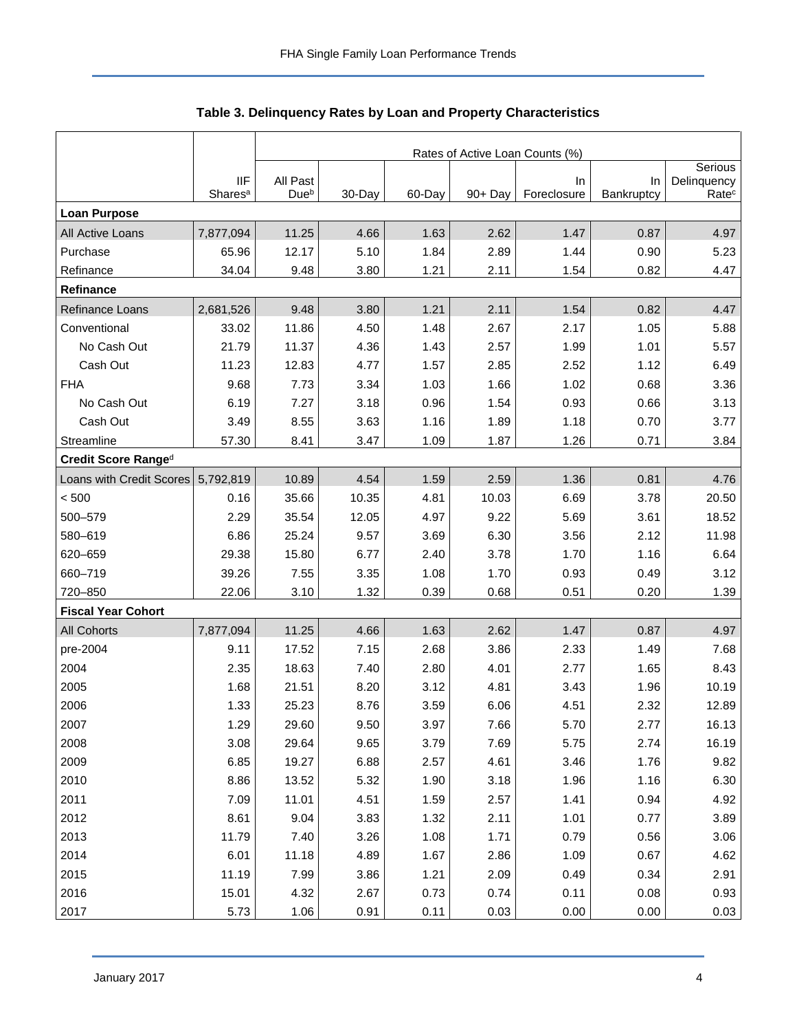## Table 3. Delinquency Rates by Loan and Property Characteristics

| | | Rates of Active Loan Counts (%) | | | | | | |
|---|---|---|---|---|---|---|---|---|
| | IIF Shares[a] | All Past Due[b] | 30-Day | 60-Day | 90+ Day | In Foreclosure | In Bankruptcy | Serious Delinquency Rate[c] |
| **Loan Purpose** | | | | | | | | |
| All Active Loans | 7,877,094 | 11.25 | 4.66 | 1.63 | 2.62 | 1.47 | 0.87 | 4.97 |
| Purchase | 65.96 | 12.17 | 5.10 | 1.84 | 2.89 | 1.44 | 0.90 | 5.23 |
| Refinance | 34.04 | 9.48 | 3.80 | 1.21 | 2.11 | 1.54 | 0.82 | 4.47 |
| **Refinance** | | | | | | | | |
| Refinance Loans | 2,681,526 | 9.48 | 3.80 | 1.21 | 2.11 | 1.54 | 0.82 | 4.47 |
| Conventional | 33.02 | 11.86 | 4.50 | 1.48 | 2.67 | 2.17 | 1.05 | 5.88 |
| No Cash Out | 21.79 | 11.37 | 4.36 | 1.43 | 2.57 | 1.99 | 1.01 | 5.57 |
| Cash Out | 11.23 | 12.83 | 4.77 | 1.57 | 2.85 | 2.52 | 1.12 | 6.49 |
| FHA | 9.68 | 7.73 | 3.34 | 1.03 | 1.66 | 1.02 | 0.68 | 3.36 |
| No Cash Out | 6.19 | 7.27 | 3.18 | 0.96 | 1.54 | 0.93 | 0.66 | 3.13 |
| Cash Out | 3.49 | 8.55 | 3.63 | 1.16 | 1.89 | 1.18 | 0.70 | 3.77 |
| Streamline | 57.30 | 8.41 | 3.47 | 1.09 | 1.87 | 1.26 | 0.71 | 3.84 |
| **Credit Score Range[d]** | | | | | | | | |
| Loans with Credit Scores | 5,792,819 | 10.89 | 4.54 | 1.59 | 2.59 | 1.36 | 0.81 | 4.76 |
| < 500 | 0.16 | 35.66 | 10.35 | 4.81 | 10.03 | 6.69 | 3.78 | 20.50 |
| 500–579 | 2.29 | 35.54 | 12.05 | 4.97 | 9.22 | 5.69 | 3.61 | 18.52 |
| 580–619 | 6.86 | 25.24 | 9.57 | 3.69 | 6.30 | 3.56 | 2.12 | 11.98 |
| 620–659 | 29.38 | 15.80 | 6.77 | 2.40 | 3.78 | 1.70 | 1.16 | 6.64 |
| 660–719 | 39.26 | 7.55 | 3.35 | 1.08 | 1.70 | 0.93 | 0.49 | 3.12 |
| 720–850 | 22.06 | 3.10 | 1.32 | 0.39 | 0.68 | 0.51 | 0.20 | 1.39 |
| **Fiscal Year Cohort** | | | | | | | | |
| All Cohorts | 7,877,094 | 11.25 | 4.66 | 1.63 | 2.62 | 1.47 | 0.87 | 4.97 |
| pre-2004 | 9.11 | 17.52 | 7.15 | 2.68 | 3.86 | 2.33 | 1.49 | 7.68 |
| 2004 | 2.35 | 18.63 | 7.40 | 2.80 | 4.01 | 2.77 | 1.65 | 8.43 |
| 2005 | 1.68 | 21.51 | 8.20 | 3.12 | 4.81 | 3.43 | 1.96 | 10.19 |
| 2006 | 1.33 | 25.23 | 8.76 | 3.59 | 6.06 | 4.51 | 2.32 | 12.89 |
| 2007 | 1.29 | 29.60 | 9.50 | 3.97 | 7.66 | 5.70 | 2.77 | 16.13 |
| 2008 | 3.08 | 29.64 | 9.65 | 3.79 | 7.69 | 5.75 | 2.74 | 16.19 |
| 2009 | 6.85 | 19.27 | 6.88 | 2.57 | 4.61 | 3.46 | 1.76 | 9.82 |
| 2010 | 8.86 | 13.52 | 5.32 | 1.90 | 3.18 | 1.96 | 1.16 | 6.30 |
| 2011 | 7.09 | 11.01 | 4.51 | 1.59 | 2.57 | 1.41 | 0.94 | 4.92 |
| 2012 | 8.61 | 9.04 | 3.83 | 1.32 | 2.11 | 1.01 | 0.77 | 3.89 |
| 2013 | 11.79 | 7.40 | 3.26 | 1.08 | 1.71 | 0.79 | 0.56 | 3.06 |
| 2014 | 6.01 | 11.18 | 4.89 | 1.67 | 2.86 | 1.09 | 0.67 | 4.62 |
| 2015 | 11.19 | 7.99 | 3.86 | 1.21 | 2.09 | 0.49 | 0.34 | 2.91 |
| 2016 | 15.01 | 4.32 | 2.67 | 0.73 | 0.74 | 0.11 | 0.08 | 0.93 |
| 2017 | 5.73 | 1.06 | 0.91 | 0.11 | 0.03 | 0.00 | 0.00 | 0.03 |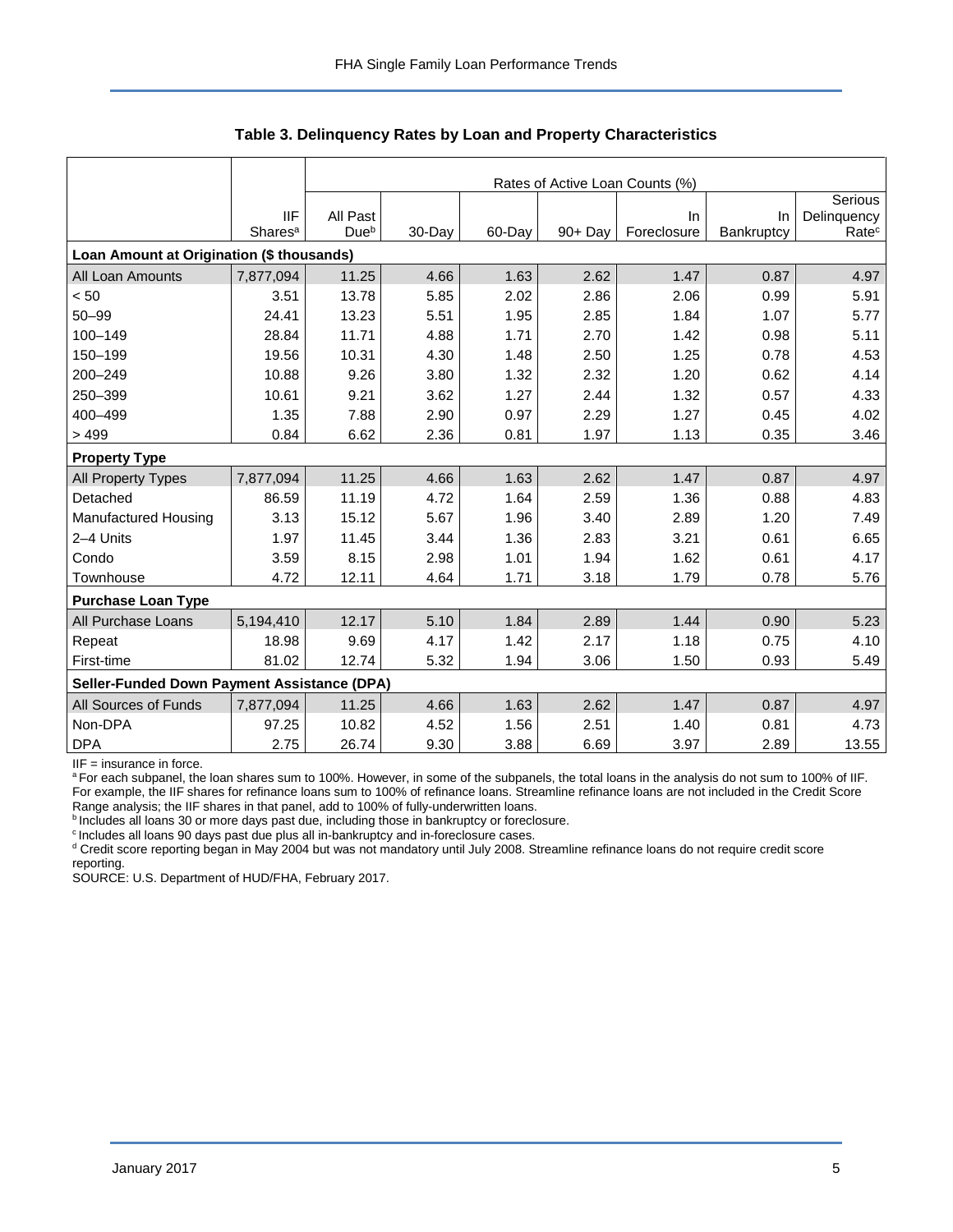**Table 3. Delinquency Rates by Loan and Property Characteristics**

| | | Rates of Active Loan Counts (%) | | | | | | |
|---|---|---|---|---|---|---|---|---|
| | IIF Shares[a] | All Past Due[b] | 30-Day | 60-Day | 90+ Day | In Foreclosure | In Bankruptcy | Serious Delinquency Rate[c] |
| **Loan Amount at Origination ($ thousands)** | | | | | | | | |
| All Loan Amounts | 7,877,094 | 11.25 | 4.66 | 1.63 | 2.62 | 1.47 | 0.87 | 4.97 |
| < 50 | 3.51 | 13.78 | 5.85 | 2.02 | 2.86 | 2.06 | 0.99 | 5.91 |
| 50–99 | 24.41 | 13.23 | 5.51 | 1.95 | 2.85 | 1.84 | 1.07 | 5.77 |
| 100–149 | 28.84 | 11.71 | 4.88 | 1.71 | 2.70 | 1.42 | 0.98 | 5.11 |
| 150–199 | 19.56 | 10.31 | 4.30 | 1.48 | 2.50 | 1.25 | 0.78 | 4.53 |
| 200–249 | 10.88 | 9.26 | 3.80 | 1.32 | 2.32 | 1.20 | 0.62 | 4.14 |
| 250–399 | 10.61 | 9.21 | 3.62 | 1.27 | 2.44 | 1.32 | 0.57 | 4.33 |
| 400–499 | 1.35 | 7.88 | 2.90 | 0.97 | 2.29 | 1.27 | 0.45 | 4.02 |
| > 499 | 0.84 | 6.62 | 2.36 | 0.81 | 1.97 | 1.13 | 0.35 | 3.46 |
| **Property Type** | | | | | | | | |
| All Property Types | 7,877,094 | 11.25 | 4.66 | 1.63 | 2.62 | 1.47 | 0.87 | 4.97 |
| Detached | 86.59 | 11.19 | 4.72 | 1.64 | 2.59 | 1.36 | 0.88 | 4.83 |
| Manufactured Housing | 3.13 | 15.12 | 5.67 | 1.96 | 3.40 | 2.89 | 1.20 | 7.49 |
| 2–4 Units | 1.97 | 11.45 | 3.44 | 1.36 | 2.83 | 3.21 | 0.61 | 6.65 |
| Condo | 3.59 | 8.15 | 2.98 | 1.01 | 1.94 | 1.62 | 0.61 | 4.17 |
| Townhouse | 4.72 | 12.11 | 4.64 | 1.71 | 3.18 | 1.79 | 0.78 | 5.76 |
| **Purchase Loan Type** | | | | | | | | |
| All Purchase Loans | 5,194,410 | 12.17 | 5.10 | 1.84 | 2.89 | 1.44 | 0.90 | 5.23 |
| Repeat | 18.98 | 9.69 | 4.17 | 1.42 | 2.17 | 1.18 | 0.75 | 4.10 |
| First-time | 81.02 | 12.74 | 5.32 | 1.94 | 3.06 | 1.50 | 0.93 | 5.49 |
| **Seller-Funded Down Payment Assistance (DPA)** | | | | | | | | |
| All Sources of Funds | 7,877,094 | 11.25 | 4.66 | 1.63 | 2.62 | 1.47 | 0.87 | 4.97 |
| Non-DPA | 97.25 | 10.82 | 4.52 | 1.56 | 2.51 | 1.40 | 0.81 | 4.73 |
| DPA | 2.75 | 26.74 | 9.30 | 3.88 | 6.69 | 3.97 | 2.89 | 13.55 |

IIF = insurance in force.

[a] For each subpanel, the loan shares sum to 100%. However, in some of the subpanels, the total loans in the analysis do not sum to 100% of IIF. For example, the IIF shares for refinance loans sum to 100% of refinance loans. Streamline refinance loans are not included in the Credit Score Range analysis; the IIF shares in that panel, add to 100% of fully-underwritten loans.

[b] Includes all loans 30 or more days past due, including those in bankruptcy or foreclosure.

[c] Includes all loans 90 days past due plus all in-bankruptcy and in-foreclosure cases.

[d] Credit score reporting began in May 2004 but was not mandatory until July 2008. Streamline refinance loans do not require credit score reporting.

SOURCE: U.S. Department of HUD/FHA, February 2017.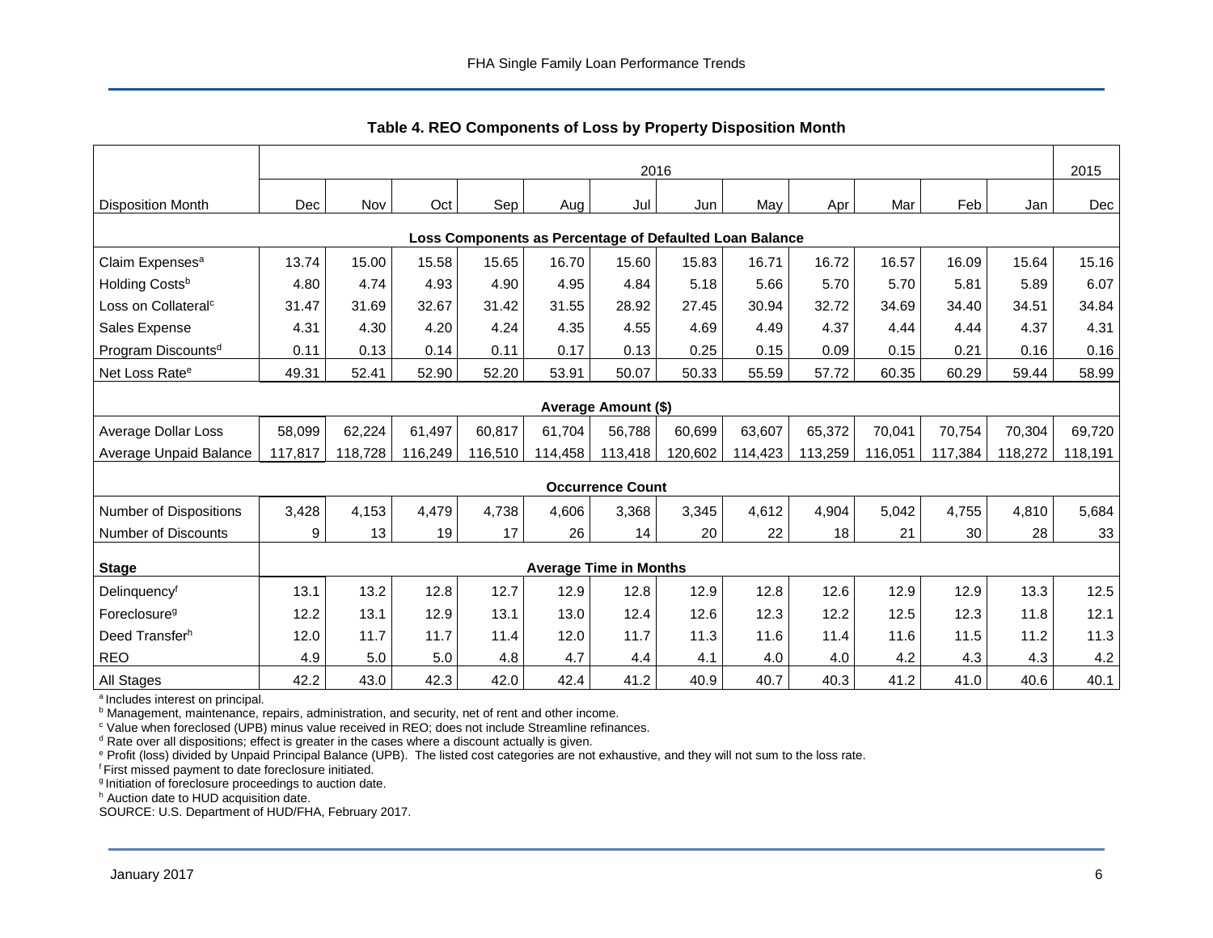### Table 4. REO Components of Loss by Property Disposition Month

| | 2016 | | | | | | | | | | | | 2015 |
|---|---|---|---|---|---|---|---|---|---|---|---|---|---|
| Disposition Month | Dec | Nov | Oct | Sep | Aug | Jul | Jun | May | Apr | Mar | Feb | Jan | Dec |
| **Loss Components as Percentage of Defaulted Loan Balance** | | | | | | | | | | | | | |
| Claim Expenses[a] | 13.74 | 15.00 | 15.58 | 15.65 | 16.70 | 15.60 | 15.83 | 16.71 | 16.72 | 16.57 | 16.09 | 15.64 | 15.16 |
| Holding Costs[b] | 4.80 | 4.74 | 4.93 | 4.90 | 4.95 | 4.84 | 5.18 | 5.66 | 5.70 | 5.70 | 5.81 | 5.89 | 6.07 |
| Loss on Collateral[c] | 31.47 | 31.69 | 32.67 | 31.42 | 31.55 | 28.92 | 27.45 | 30.94 | 32.72 | 34.69 | 34.40 | 34.51 | 34.84 |
| Sales Expense | 4.31 | 4.30 | 4.20 | 4.24 | 4.35 | 4.55 | 4.69 | 4.49 | 4.37 | 4.44 | 4.44 | 4.37 | 4.31 |
| Program Discounts[d] | 0.11 | 0.13 | 0.14 | 0.11 | 0.17 | 0.13 | 0.25 | 0.15 | 0.09 | 0.15 | 0.21 | 0.16 | 0.16 |
| Net Loss Rate[e] | 49.31 | 52.41 | 52.90 | 52.20 | 53.91 | 50.07 | 50.33 | 55.59 | 57.72 | 60.35 | 60.29 | 59.44 | 58.99 |
| **Average Amount ($)** | | | | | | | | | | | | | |
| Average Dollar Loss | 58,099 | 62,224 | 61,497 | 60,817 | 61,704 | 56,788 | 60,699 | 63,607 | 65,372 | 70,041 | 70,754 | 70,304 | 69,720 |
| Average Unpaid Balance | 117,817 | 118,728 | 116,249 | 116,510 | 114,458 | 113,418 | 120,602 | 114,423 | 113,259 | 116,051 | 117,384 | 118,272 | 118,191 |
| **Occurrence Count** | | | | | | | | | | | | | |
| Number of Dispositions | 3,428 | 4,153 | 4,479 | 4,738 | 4,606 | 3,368 | 3,345 | 4,612 | 4,904 | 5,042 | 4,755 | 4,810 | 5,684 |
| Number of Discounts | 9 | 13 | 19 | 17 | 26 | 14 | 20 | 22 | 18 | 21 | 30 | 28 | 33 |
| **Stage** | **Average Time in Months** | | | | | | | | | | | | |
| Delinquency[f] | 13.1 | 13.2 | 12.8 | 12.7 | 12.9 | 12.8 | 12.9 | 12.8 | 12.6 | 12.9 | 12.9 | 13.3 | 12.5 |
| Foreclosure[g] | 12.2 | 13.1 | 12.9 | 13.1 | 13.0 | 12.4 | 12.6 | 12.3 | 12.2 | 12.5 | 12.3 | 11.8 | 12.1 |
| Deed Transfer[h] | 12.0 | 11.7 | 11.7 | 11.4 | 12.0 | 11.7 | 11.3 | 11.6 | 11.4 | 11.6 | 11.5 | 11.2 | 11.3 |
| REO | 4.9 | 5.0 | 5.0 | 4.8 | 4.7 | 4.4 | 4.1 | 4.0 | 4.0 | 4.2 | 4.3 | 4.3 | 4.2 |
| All Stages | 42.2 | 43.0 | 42.3 | 42.0 | 42.4 | 41.2 | 40.9 | 40.7 | 40.3 | 41.2 | 41.0 | 40.6 | 40.1 |

[a] Includes interest on principal.
[b] Management, maintenance, repairs, administration, and security, net of rent and other income.
[c] Value when foreclosed (UPB) minus value received in REO; does not include Streamline refinances.
[d] Rate over all dispositions; effect is greater in the cases where a discount actually is given.
[e] Profit (loss) divided by Unpaid Principal Balance (UPB). The listed cost categories are not exhaustive, and they will not sum to the loss rate.
[f] First missed payment to date foreclosure initiated.
[g] Initiation of foreclosure proceedings to auction date.
[h] Auction date to HUD acquisition date.
SOURCE: U.S. Department of HUD/FHA, February 2017.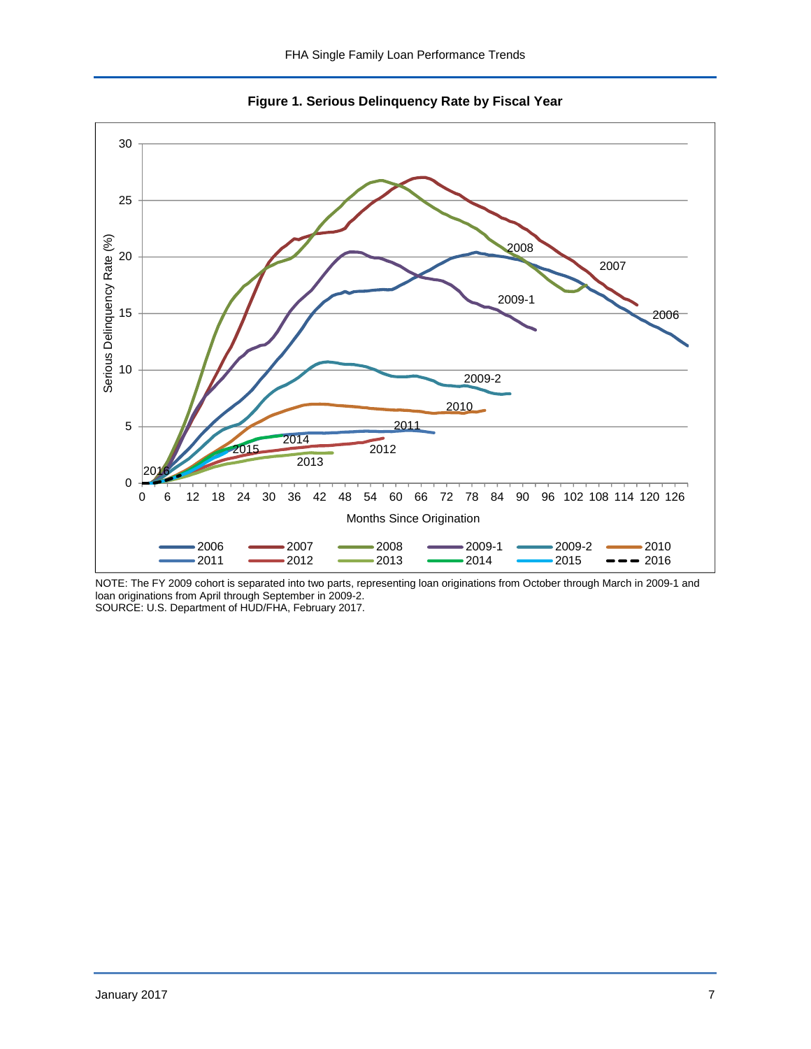**Figure 1. Serious Delinquency Rate by Fiscal Year**

NOTE: The FY 2009 cohort is separated into two parts, representing loan originations from October through March in 2009-1 and loan originations from April through September in 2009-2.
SOURCE: U.S. Department of HUD/FHA, February 2017.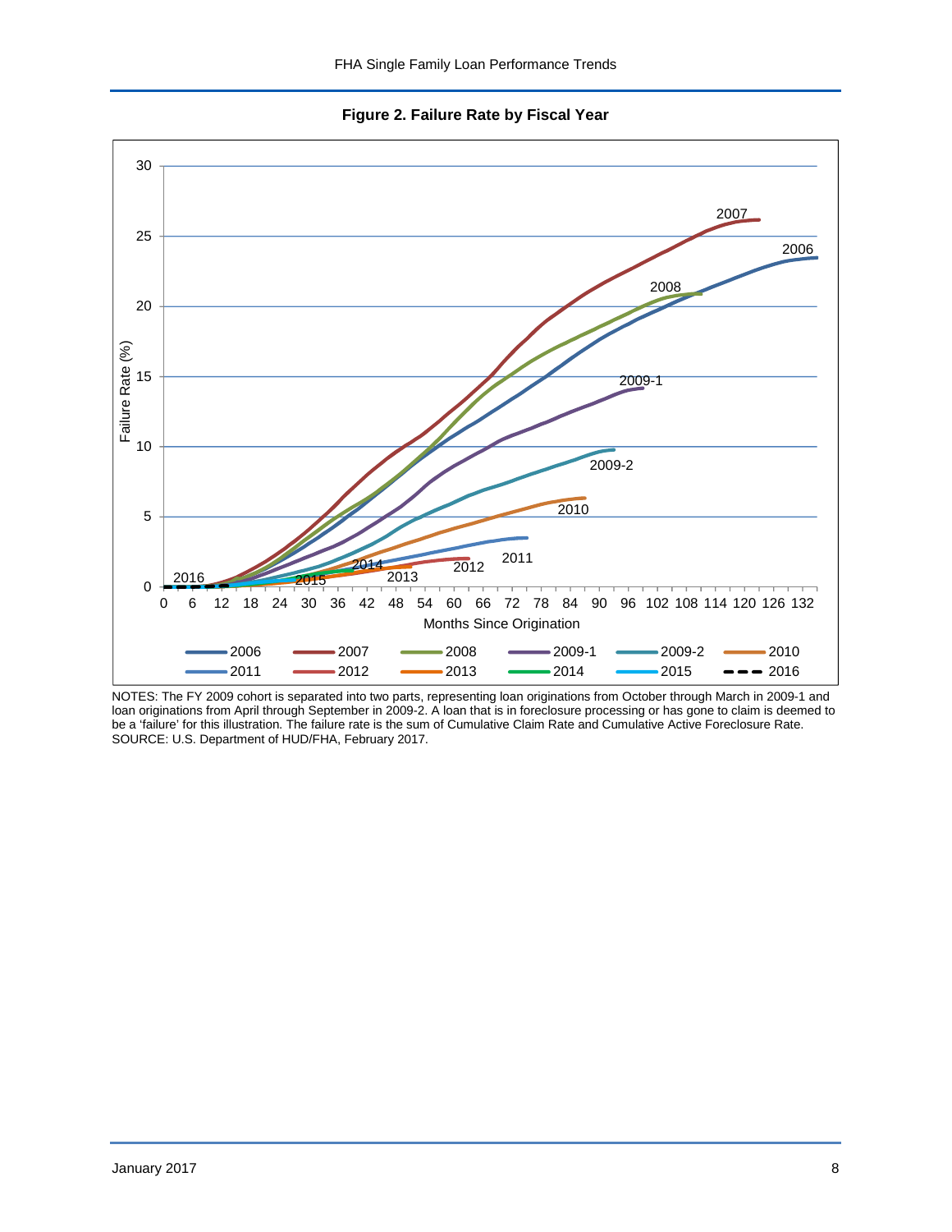**Figure 2. Failure Rate by Fiscal Year**

Failure Rate (%)

30
25
20
15
10
5
0

0 6 12 18 24 30 36 42 48 54 60 66 72 78 84 90 96 102 108 114 120 126 132

Months Since Origination

2007
2006
2008
2009-1
2009-2
2010
2011
2012
2013
2014
2015
2016

2006 2007 2008 2009-1 2009-2 2010
2011 2012 2013 2014 2015 2016

NOTES: The FY 2009 cohort is separated into two parts, representing loan originations from October through March in 2009-1 and loan originations from April through September in 2009-2. A loan that is in foreclosure processing or has gone to claim is deemed to be a 'failure' for this illustration. The failure rate is the sum of Cumulative Claim Rate and Cumulative Active Foreclosure Rate.
SOURCE: U.S. Department of HUD/FHA, February 2017.